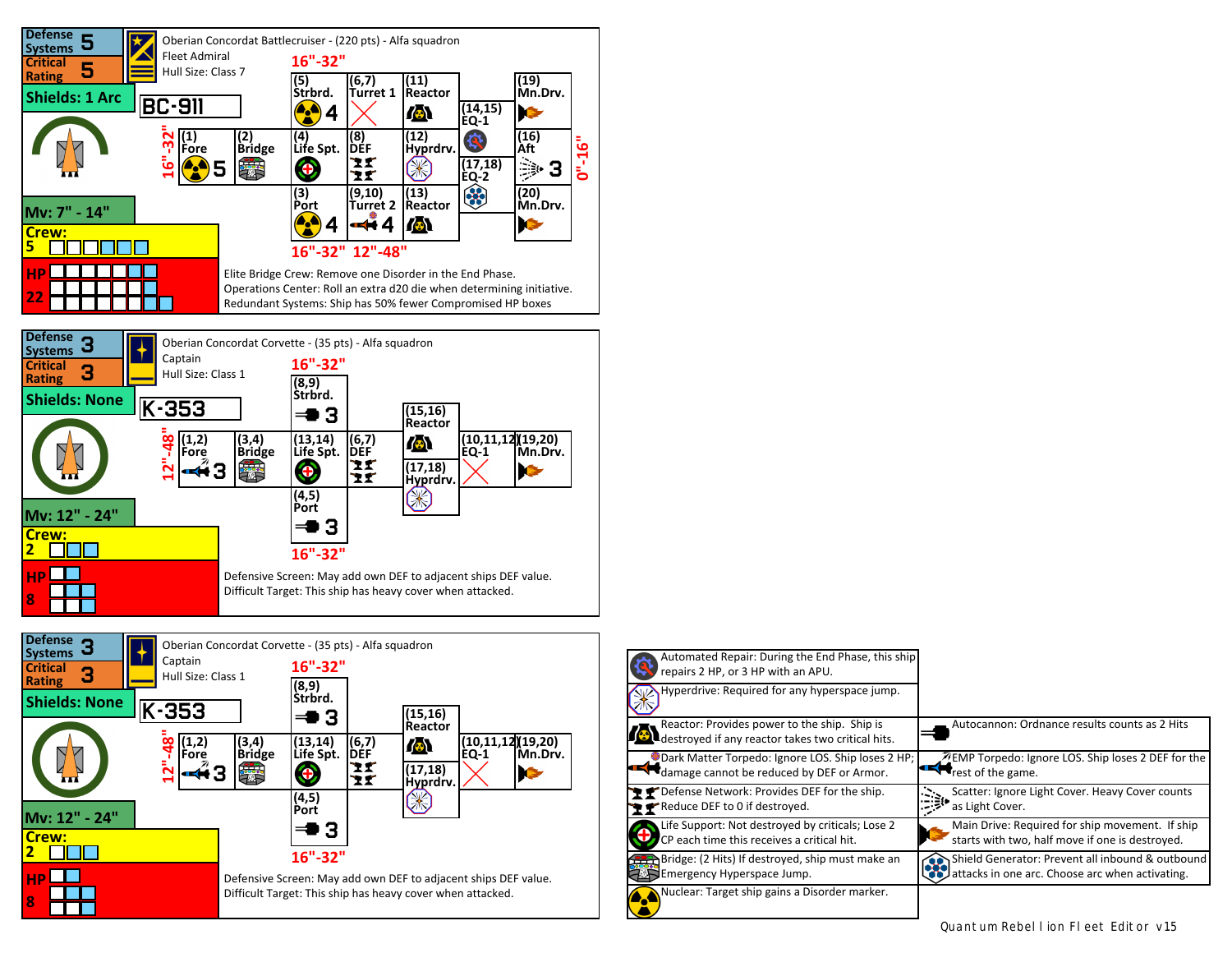## Oberian Concordat Battlecruiser - (220 pts) - Alfa squadron

Fleet Admiral
Hull Size: Class 7

**BC-911**

- Defense Systems: 5
- Critical Rating: 5
- Shields: 1 Arc
- Mv: 7" - 14"
- Crew: 5
- HP: 22

Arcs: 16"-32" (Fore), 16"-32" (Starboard), 16"-32" / 12"-48" (Port / Turret 2), 0"-16" (Aft)

| Location | System | Value |
|---|---|---|
| (1) | Fore | 5 |
| (2) | Bridge | |
| (3) | Port | 4 |
| (4) | Life Spt. | |
| (5) | Strbrd. | 4 |
| (6,7) | Turret 1 | |
| (8) | DEF | |
| (9,10) | Turret 2 | 4 |
| (11) | Reactor | |
| (12) | Hyprdrv. | |
| (13) | Reactor | |
| (14,15) | EQ-1 | |
| (16) | Aft | 3 |
| (17,18) | EQ-2 | |
| (19) | Mn.Drv. | |
| (20) | Mn.Drv. | |

Elite Bridge Crew: Remove one Disorder in the End Phase.
Operations Center: Roll an extra d20 die when determining initiative.
Redundant Systems: Ship has 50% fewer Compromised HP boxes

## Oberian Concordat Corvette - (35 pts) - Alfa squadron

Captain
Hull Size: Class 1

**K-353**

- Defense Systems: 3
- Critical Rating: 3
- Shields: None
- Mv: 12" - 24"
- Crew: 2
- HP: 8

Arcs: 12"-48" (Fore), 16"-32" (Starboard), 16"-32" (Port)

| Location | System | Value |
|---|---|---|
| (1,2) | Fore | 3 |
| (3,4) | Bridge | |
| (4,5) | Port | 3 |
| (6,7) | DEF | |
| (8,9) | Strbrd. | 3 |
| (10,11,12) | EQ-1 | |
| (13,14) | Life Spt. | |
| (15,16) | Reactor | |
| (17,18) | Hyprdrv. | |
| (19,20) | Mn.Drv. | |

Defensive Screen: May add own DEF to adjacent ships DEF value.
Difficult Target: This ship has heavy cover when attacked.

## Oberian Concordat Corvette - (35 pts) - Alfa squadron

Captain
Hull Size: Class 1

**K-353**

- Defense Systems: 3
- Critical Rating: 3
- Shields: None
- Mv: 12" - 24"
- Crew: 2
- HP: 8

Arcs: 12"-48" (Fore), 16"-32" (Starboard), 16"-32" (Port)

| Location | System | Value |
|---|---|---|
| (1,2) | Fore | 3 |
| (3,4) | Bridge | |
| (4,5) | Port | 3 |
| (6,7) | DEF | |
| (8,9) | Strbrd. | 3 |
| (10,11,12) | EQ-1 | |
| (13,14) | Life Spt. | |
| (15,16) | Reactor | |
| (17,18) | Hyprdrv. | |
| (19,20) | Mn.Drv. | |

Defensive Screen: May add own DEF to adjacent ships DEF value.
Difficult Target: This ship has heavy cover when attacked.

## Legend

- Automated Repair: During the End Phase, this ship repairs 2 HP, or 3 HP with an APU.
- Hyperdrive: Required for any hyperspace jump.
- Reactor: Provides power to the ship. Ship is destroyed if any reactor takes two critical hits.
- Dark Matter Torpedo: Ignore LOS. Ship loses 2 HP; damage cannot be reduced by DEF or Armor.
- Defense Network: Provides DEF for the ship. Reduce DEF to 0 if destroyed.
- Life Support: Not destroyed by criticals; Lose 2 CP each time this receives a critical hit.
- Bridge: (2 Hits) If destroyed, ship must make an Emergency Hyperspace Jump.
- Nuclear: Target ship gains a Disorder marker.
- Autocannon: Ordnance results counts as 2 Hits
- EMP Torpedo: Ignore LOS. Ship loses 2 DEF for the rest of the game.
- Scatter: Ignore Light Cover. Heavy Cover counts as Light Cover.
- Main Drive: Required for ship movement. If ship starts with two, half move if one is destroyed.
- Shield Generator: Prevent all inbound & outbound attacks in one arc. Choose arc when activating.

Quantum Rebellion Fleet Editor v15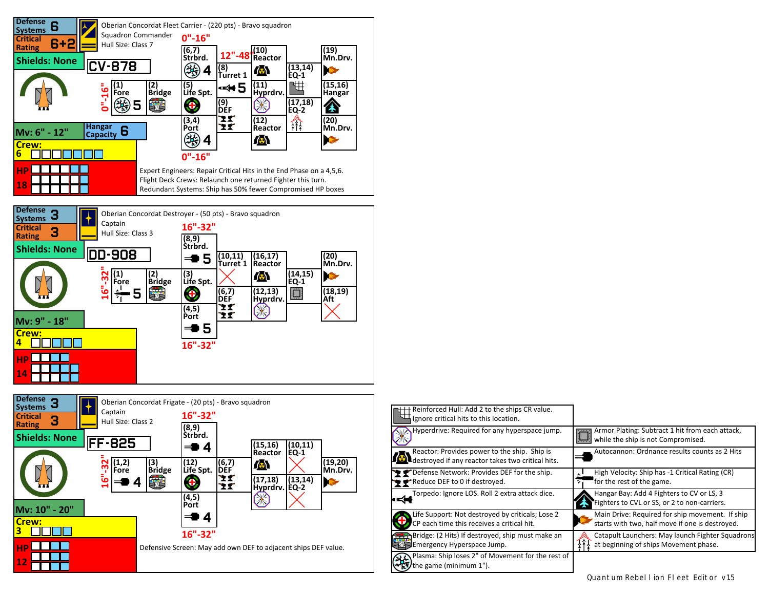## Oberian Concordat Fleet Carrier - (220 pts) - Bravo squadron

Squadron Commander
Hull Size: Class 7

**CV-878**

| Stat | Value |
|---|---|
| Defense Systems | 6 |
| Critical Rating | 6+2 |
| Shields | None |
| Mv | 6" - 12" |
| Hangar Capacity | 6 |
| Crew | 6 |
| HP | 18 |

| Location | Roll | Value |
|---|---|---|
| Fore (0"-16") | (1) | 5 |
| Bridge | (2) | |
| Port (0"-16") | (3,4) | 4 |
| Life Spt. | (5) | |
| Strbrd. (0"-16") | (6,7) | 4 |
| Turret 1 (12"-48") | (8) | 5 |
| DEF | (9) | |
| Reactor | (10) | |
| Hyprdrv. | (11) | |
| Reactor | (12) | |
| EQ-1 | (13,14) | |
| Hangar | (15,16) | |
| EQ-2 | (17,18) | |
| Mn.Drv. | (19) | |
| Mn.Drv. | (20) | |

Expert Engineers: Repair Critical Hits in the End Phase on a 4,5,6.
Flight Deck Crews: Relaunch one returned Fighter this turn.
Redundant Systems: Ship has 50% fewer Compromised HP boxes

## Oberian Concordat Destroyer - (50 pts) - Bravo squadron

Captain
Hull Size: Class 3

**DD-908**

| Stat | Value |
|---|---|
| Defense Systems | 3 |
| Critical Rating | 3 |
| Shields | None |
| Mv | 9" - 18" |
| Crew | 4 |
| HP | 14 |

| Location | Roll | Value |
|---|---|---|
| Fore (16"-32") | (1) | 5 |
| Bridge | (2) | |
| Life Spt. | (3) | |
| Port (16"-32") | (4,5) | 5 |
| DEF | (6,7) | |
| Strbrd. (16"-32") | (8,9) | 5 |
| Turret 1 | (10,11) | X |
| Hyprdrv. | (12,13) | |
| EQ-1 | (14,15) | |
| Reactor | (16,17) | |
| Aft | (18,19) | X |
| Mn.Drv. | (20) | |

## Oberian Concordat Frigate - (20 pts) - Bravo squadron

Captain
Hull Size: Class 2

**FF-825**

| Stat | Value |
|---|---|
| Defense Systems | 3 |
| Critical Rating | 3 |
| Shields | None |
| Mv | 10" - 20" |
| Crew | 3 |
| HP | 12 |

| Location | Roll | Value |
|---|---|---|
| Fore (16"-32") | (1,2) | 4 |
| Bridge | (3) | |
| Port (16"-32") | (4,5) | 4 |
| DEF | (6,7) | |
| Strbrd. (16"-32") | (8,9) | 4 |
| EQ-1 | (10,11) | X |
| Life Spt. | (12) | |
| EQ-2 | (13,14) | X |
| Reactor | (15,16) | |
| Hyprdrv. | (17,18) | |
| Mn.Drv. | (19,20) | |

Defensive Screen: May add own DEF to adjacent ships DEF value.

## Legend

- Reinforced Hull: Add 2 to the ships CR value. Ignore critical hits to this location.
- Hyperdrive: Required for any hyperspace jump.
- Reactor: Provides power to the ship. Ship is destroyed if any reactor takes two critical hits.
- Defense Network: Provides DEF for the ship. Reduce DEF to 0 if destroyed.
- Torpedo: Ignore LOS. Roll 2 extra attack dice.
- Life Support: Not destroyed by criticals; Lose 2 CP each time this receives a critical hit.
- Bridge: (2 Hits) If destroyed, ship must make an Emergency Hyperspace Jump.
- Plasma: Ship loses 2" of Movement for the rest of the game (minimum 1").
- Armor Plating: Subtract 1 hit from each attack, while the ship is not Compromised.
- Autocannon: Ordnance results counts as 2 Hits
- High Velocity: Ship has -1 Critical Rating (CR) for the rest of the game.
- Hangar Bay: Add 4 Fighters to CV or LS, 3 Fighters to CVL or SS, or 2 to non-carriers.
- Main Drive: Required for ship movement. If ship starts with two, half move if one is destroyed.
- Catapult Launchers: May launch Fighter Squadrons at beginning of ships Movement phase.

Quantum Rebellion Fleet Editor v15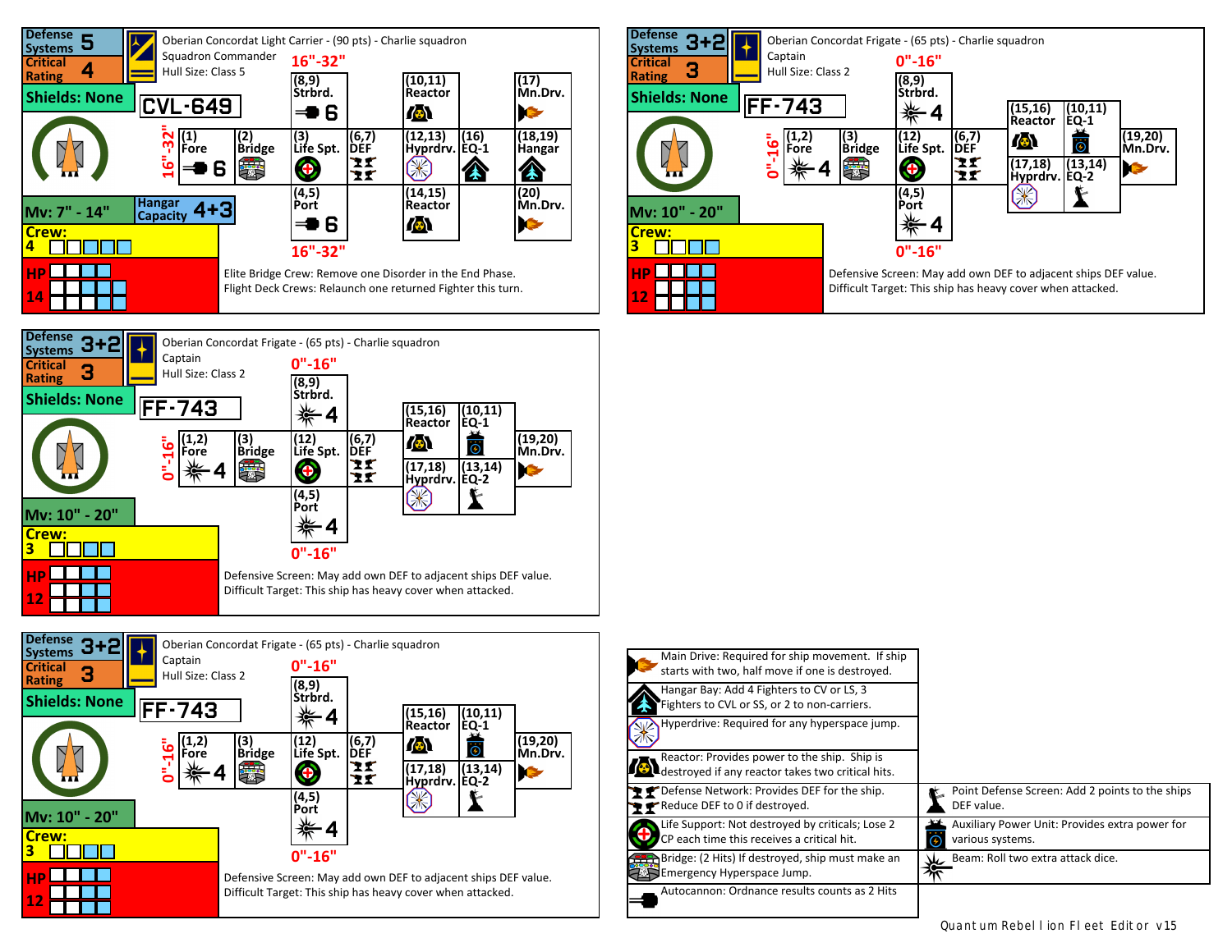## Oberian Concordat Light Carrier - (90 pts) - Charlie squadron

Squadron Commander
Hull Size: Class 5

**CVL-649**

| | |
|---|---|
| Defense Systems | 5 |
| Critical Rating | 4 |
| Shields | None |
| Mv | 7" - 14" |
| Hangar Capacity | 4+3 |
| Crew | 4 |
| HP | 14 |

Fore arc: 16"-32" | Starboard/Port arc: 16"-32"

| Roll | System | Value |
|---|---|---|
| (1) | Fore | 6 |
| (2) | Bridge | |
| (3) | Life Spt. | |
| (4,5) | Port | 6 |
| (6,7) | DEF | |
| (8,9) | Strbrd. | 6 |
| (10,11) | Reactor | |
| (12,13) | Hyprdrv. | |
| (14,15) | Reactor | |
| (16) | EQ-1 | |
| (17) | Mn.Drv. | |
| (18,19) | Hangar | |
| (20) | Mn.Drv. | |

Elite Bridge Crew: Remove one Disorder in the End Phase.
Flight Deck Crews: Relaunch one returned Fighter this turn.

## Oberian Concordat Frigate - (65 pts) - Charlie squadron

Captain
Hull Size: Class 2

**FF-743**

| | |
|---|---|
| Defense Systems | 3+2 |
| Critical Rating | 3 |
| Shields | None |
| Mv | 10" - 20" |
| Crew | 3 |
| HP | 12 |

Fore arc: 0"-16" | Starboard/Port arc: 0"-16"

| Roll | System | Value |
|---|---|---|
| (1,2) | Fore | 4 |
| (3) | Bridge | |
| (12) | Life Spt. | |
| (4,5) | Port | 4 |
| (6,7) | DEF | |
| (8,9) | Strbrd. | 4 |
| (15,16) | Reactor | |
| (10,11) | EQ-1 | |
| (17,18) | Hyprdrv. | |
| (13,14) | EQ-2 | |
| (19,20) | Mn.Drv. | |

Defensive Screen: May add own DEF to adjacent ships DEF value.
Difficult Target: This ship has heavy cover when attacked.

## Oberian Concordat Frigate - (65 pts) - Charlie squadron

Captain
Hull Size: Class 2

**FF-743**

| | |
|---|---|
| Defense Systems | 3+2 |
| Critical Rating | 3 |
| Shields | None |
| Mv | 10" - 20" |
| Crew | 3 |
| HP | 12 |

Fore arc: 0"-16" | Starboard/Port arc: 0"-16"

| Roll | System | Value |
|---|---|---|
| (1,2) | Fore | 4 |
| (3) | Bridge | |
| (12) | Life Spt. | |
| (4,5) | Port | 4 |
| (6,7) | DEF | |
| (8,9) | Strbrd. | 4 |
| (15,16) | Reactor | |
| (10,11) | EQ-1 | |
| (17,18) | Hyprdrv. | |
| (13,14) | EQ-2 | |
| (19,20) | Mn.Drv. | |

Defensive Screen: May add own DEF to adjacent ships DEF value.
Difficult Target: This ship has heavy cover when attacked.

## Oberian Concordat Frigate - (65 pts) - Charlie squadron

Captain
Hull Size: Class 2

**FF-743**

| | |
|---|---|
| Defense Systems | 3+2 |
| Critical Rating | 3 |
| Shields | None |
| Mv | 10" - 20" |
| Crew | 3 |
| HP | 12 |

Fore arc: 0"-16" | Starboard/Port arc: 0"-16"

| Roll | System | Value |
|---|---|---|
| (1,2) | Fore | 4 |
| (3) | Bridge | |
| (12) | Life Spt. | |
| (4,5) | Port | 4 |
| (6,7) | DEF | |
| (8,9) | Strbrd. | 4 |
| (15,16) | Reactor | |
| (10,11) | EQ-1 | |
| (17,18) | Hyprdrv. | |
| (13,14) | EQ-2 | |
| (19,20) | Mn.Drv. | |

Defensive Screen: May add own DEF to adjacent ships DEF value.
Difficult Target: This ship has heavy cover when attacked.

## Legend

- Main Drive: Required for ship movement. If ship starts with two, half move if one is destroyed.
- Hangar Bay: Add 4 Fighters to CV or LS, 3 Fighters to CVL or SS, or 2 to non-carriers.
- Hyperdrive: Required for any hyperspace jump.
- Reactor: Provides power to the ship. Ship is destroyed if any reactor takes two critical hits.
- Defense Network: Provides DEF for the ship. Reduce DEF to 0 if destroyed.
- Life Support: Not destroyed by criticals; Lose 2 CP each time this receives a critical hit.
- Bridge: (2 Hits) If destroyed, ship must make an Emergency Hyperspace Jump.
- Autocannon: Ordnance results counts as 2 Hits
- Point Defense Screen: Add 2 points to the ships DEF value.
- Auxiliary Power Unit: Provides extra power for various systems.
- Beam: Roll two extra attack dice.

Quantum Rebellion Fleet Editor v15